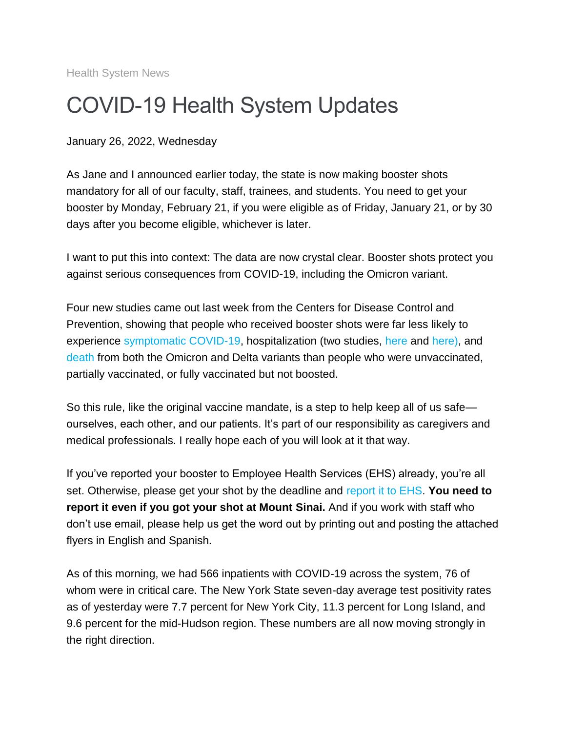Health System News

# COVID-19 Health System Updates

January 26, 2022, Wednesday

As Jane and I announced earlier today, the state is now making booster shots mandatory for all of our faculty, staff, trainees, and students. You need to get your booster by Monday, February 21, if you were eligible as of Friday, January 21, or by 30 days after you become eligible, whichever is later.

I want to put this into context: The data are now crystal clear. Booster shots protect you against serious consequences from COVID-19, including the Omicron variant.

Four new studies came out last week from the Centers for Disease Control and Prevention, showing that people who received booster shots were far less likely to experience symptomatic COVID-19, hospitalization (two studies, here and here), and death from both the Omicron and Delta variants than people who were unvaccinated, partially vaccinated, or fully vaccinated but not boosted.

So this rule, like the original vaccine mandate, is a step to help keep all of us safe—ourselves, each other, and our patients. It's part of our responsibility as caregivers and medical professionals. I really hope each of you will look at it that way.

If you've reported your booster to Employee Health Services (EHS) already, you're all set. Otherwise, please get your shot by the deadline and report it to EHS. **You need to report it even if you got your shot at Mount Sinai.** And if you work with staff who don't use email, please help us get the word out by printing out and posting the attached flyers in English and Spanish.

As of this morning, we had 566 inpatients with COVID-19 across the system, 76 of whom were in critical care. The New York State seven-day average test positivity rates as of yesterday were 7.7 percent for New York City, 11.3 percent for Long Island, and 9.6 percent for the mid-Hudson region. These numbers are all now moving strongly in the right direction.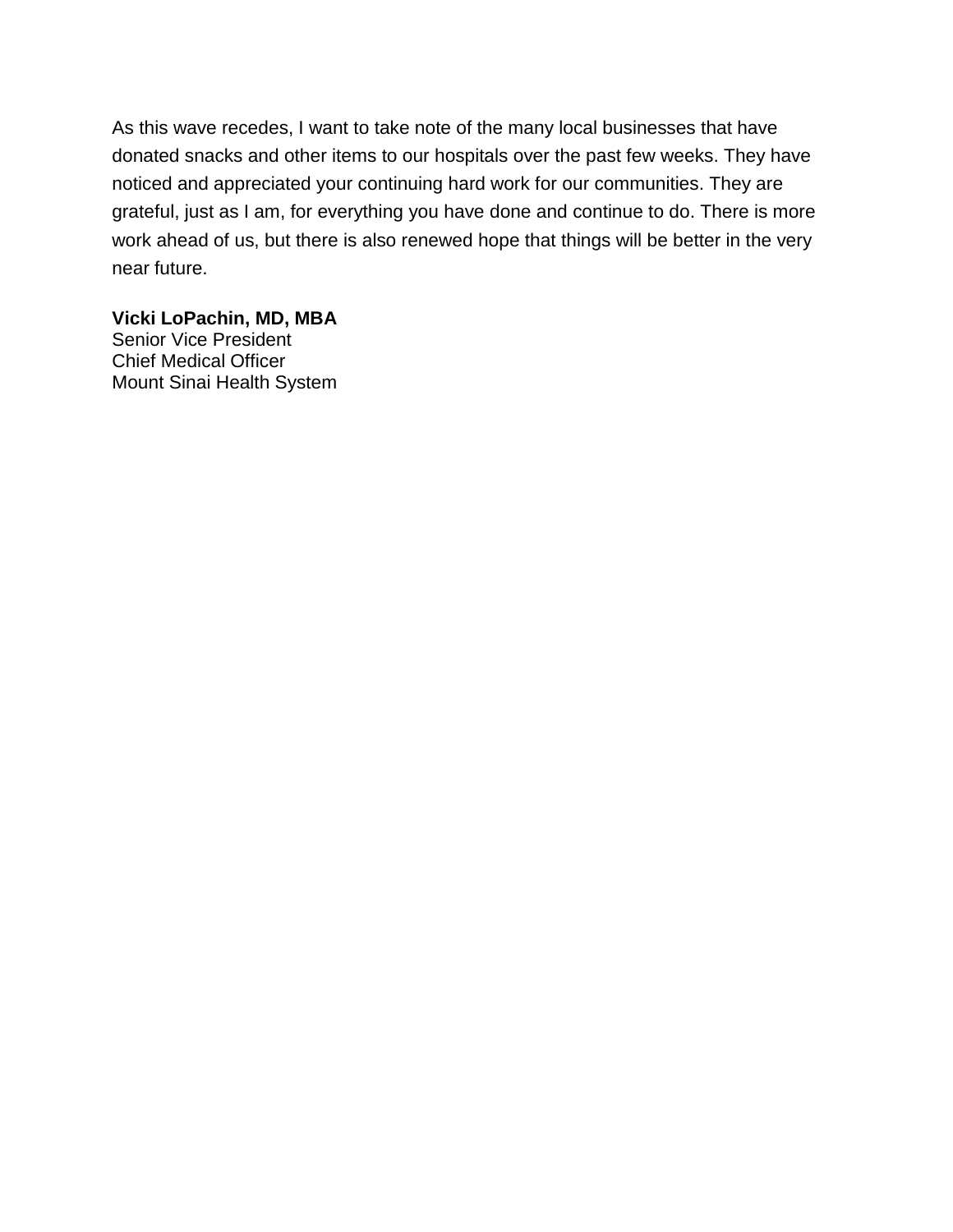As this wave recedes, I want to take note of the many local businesses that have donated snacks and other items to our hospitals over the past few weeks. They have noticed and appreciated your continuing hard work for our communities. They are grateful, just as I am, for everything you have done and continue to do. There is more work ahead of us, but there is also renewed hope that things will be better in the very near future.

**Vicki LoPachin, MD, MBA**
Senior Vice President
Chief Medical Officer
Mount Sinai Health System